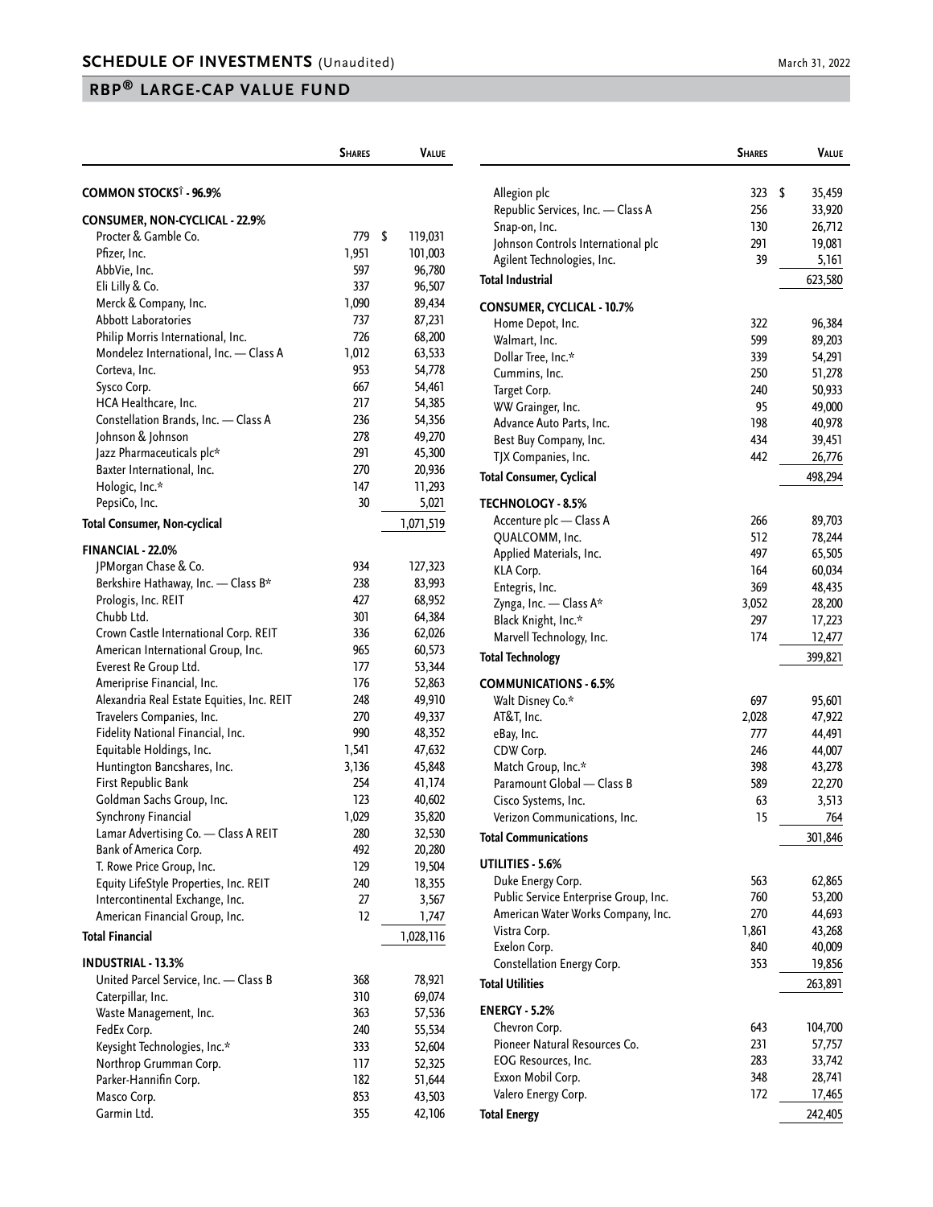# SCHEDULE OF INVESTMENTS (Unaudited)

March 31, 2022

## RBP® LARGE-CAP VALUE FUND

| | Shares | Value |
|---|---|---|
| **COMMON STOCKS† - 96.9%** | | |
| **CONSUMER, NON-CYCLICAL - 22.9%** | | |
| Procter & Gamble Co. | 779 | $ 119,031 |
| Pfizer, Inc. | 1,951 | 101,003 |
| AbbVie, Inc. | 597 | 96,780 |
| Eli Lilly & Co. | 337 | 96,507 |
| Merck & Company, Inc. | 1,090 | 89,434 |
| Abbott Laboratories | 737 | 87,231 |
| Philip Morris International, Inc. | 726 | 68,200 |
| Mondelez International, Inc. — Class A | 1,012 | 63,533 |
| Corteva, Inc. | 953 | 54,778 |
| Sysco Corp. | 667 | 54,461 |
| HCA Healthcare, Inc. | 217 | 54,385 |
| Constellation Brands, Inc. — Class A | 236 | 54,356 |
| Johnson & Johnson | 278 | 49,270 |
| Jazz Pharmaceuticals plc* | 291 | 45,300 |
| Baxter International, Inc. | 270 | 20,936 |
| Hologic, Inc.* | 147 | 11,293 |
| PepsiCo, Inc. | 30 | 5,021 |
| **Total Consumer, Non-cyclical** | | 1,071,519 |
| **FINANCIAL - 22.0%** | | |
| JPMorgan Chase & Co. | 934 | 127,323 |
| Berkshire Hathaway, Inc. — Class B* | 238 | 83,993 |
| Prologis, Inc. REIT | 427 | 68,952 |
| Chubb Ltd. | 301 | 64,384 |
| Crown Castle International Corp. REIT | 336 | 62,026 |
| American International Group, Inc. | 965 | 60,573 |
| Everest Re Group Ltd. | 177 | 53,344 |
| Ameriprise Financial, Inc. | 176 | 52,863 |
| Alexandria Real Estate Equities, Inc. REIT | 248 | 49,910 |
| Travelers Companies, Inc. | 270 | 49,337 |
| Fidelity National Financial, Inc. | 990 | 48,352 |
| Equitable Holdings, Inc. | 1,541 | 47,632 |
| Huntington Bancshares, Inc. | 3,136 | 45,848 |
| First Republic Bank | 254 | 41,174 |
| Goldman Sachs Group, Inc. | 123 | 40,602 |
| Synchrony Financial | 1,029 | 35,820 |
| Lamar Advertising Co. — Class A REIT | 280 | 32,530 |
| Bank of America Corp. | 492 | 20,280 |
| T. Rowe Price Group, Inc. | 129 | 19,504 |
| Equity LifeStyle Properties, Inc. REIT | 240 | 18,355 |
| Intercontinental Exchange, Inc. | 27 | 3,567 |
| American Financial Group, Inc. | 12 | 1,747 |
| **Total Financial** | | 1,028,116 |
| **INDUSTRIAL - 13.3%** | | |
| United Parcel Service, Inc. — Class B | 368 | 78,921 |
| Caterpillar, Inc. | 310 | 69,074 |
| Waste Management, Inc. | 363 | 57,536 |
| FedEx Corp. | 240 | 55,534 |
| Keysight Technologies, Inc.* | 333 | 52,604 |
| Northrop Grumman Corp. | 117 | 52,325 |
| Parker-Hannifin Corp. | 182 | 51,644 |
| Masco Corp. | 853 | 43,503 |
| Garmin Ltd. | 355 | 42,106 |
| Allegion plc | 323 | $ 35,459 |
| Republic Services, Inc. — Class A | 256 | 33,920 |
| Snap-on, Inc. | 130 | 26,712 |
| Johnson Controls International plc | 291 | 19,081 |
| Agilent Technologies, Inc. | 39 | 5,161 |
| **Total Industrial** | | 623,580 |
| **CONSUMER, CYCLICAL - 10.7%** | | |
| Home Depot, Inc. | 322 | 96,384 |
| Walmart, Inc. | 599 | 89,203 |
| Dollar Tree, Inc.* | 339 | 54,291 |
| Cummins, Inc. | 250 | 51,278 |
| Target Corp. | 240 | 50,933 |
| WW Grainger, Inc. | 95 | 49,000 |
| Advance Auto Parts, Inc. | 198 | 40,978 |
| Best Buy Company, Inc. | 434 | 39,451 |
| TJX Companies, Inc. | 442 | 26,776 |
| **Total Consumer, Cyclical** | | 498,294 |
| **TECHNOLOGY - 8.5%** | | |
| Accenture plc — Class A | 266 | 89,703 |
| QUALCOMM, Inc. | 512 | 78,244 |
| Applied Materials, Inc. | 497 | 65,505 |
| KLA Corp. | 164 | 60,034 |
| Entegris, Inc. | 369 | 48,435 |
| Zynga, Inc. — Class A* | 3,052 | 28,200 |
| Black Knight, Inc.* | 297 | 17,223 |
| Marvell Technology, Inc. | 174 | 12,477 |
| **Total Technology** | | 399,821 |
| **COMMUNICATIONS - 6.5%** | | |
| Walt Disney Co.* | 697 | 95,601 |
| AT&T, Inc. | 2,028 | 47,922 |
| eBay, Inc. | 777 | 44,491 |
| CDW Corp. | 246 | 44,007 |
| Match Group, Inc.* | 398 | 43,278 |
| Paramount Global — Class B | 589 | 22,270 |
| Cisco Systems, Inc. | 63 | 3,513 |
| Verizon Communications, Inc. | 15 | 764 |
| **Total Communications** | | 301,846 |
| **UTILITIES - 5.6%** | | |
| Duke Energy Corp. | 563 | 62,865 |
| Public Service Enterprise Group, Inc. | 760 | 53,200 |
| American Water Works Company, Inc. | 270 | 44,693 |
| Vistra Corp. | 1,861 | 43,268 |
| Exelon Corp. | 840 | 40,009 |
| Constellation Energy Corp. | 353 | 19,856 |
| **Total Utilities** | | 263,891 |
| **ENERGY - 5.2%** | | |
| Chevron Corp. | 643 | 104,700 |
| Pioneer Natural Resources Co. | 231 | 57,757 |
| EOG Resources, Inc. | 283 | 33,742 |
| Exxon Mobil Corp. | 348 | 28,741 |
| Valero Energy Corp. | 172 | 17,465 |
| **Total Energy** | | 242,405 |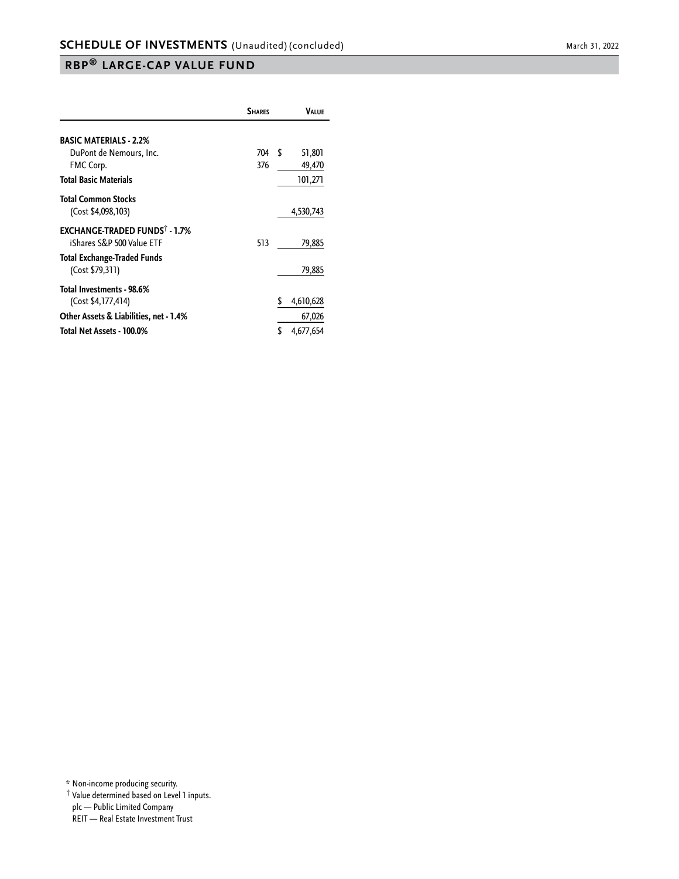## SCHEDULE OF INVESTMENTS (Unaudited) (concluded)

March 31, 2022

## RBP® LARGE-CAP VALUE FUND

| | Shares | Value |
|---|---|---|
| **BASIC MATERIALS - 2.2%** | | |
| DuPont de Nemours, Inc. | 704 | $ 51,801 |
| FMC Corp. | 376 | 49,470 |
| **Total Basic Materials** | | 101,271 |
| **Total Common Stocks** (Cost $4,098,103) | | 4,530,743 |
| **EXCHANGE-TRADED FUNDS† - 1.7%** | | |
| iShares S&P 500 Value ETF | 513 | 79,885 |
| **Total Exchange-Traded Funds** (Cost $79,311) | | 79,885 |
| **Total Investments - 98.6%** (Cost $4,177,414) | | $ 4,610,628 |
| **Other Assets & Liabilities, net - 1.4%** | | 67,026 |
| **Total Net Assets - 100.0%** | | $ 4,677,654 |

* Non-income producing security.

† Value determined based on Level 1 inputs.

plc — Public Limited Company

REIT — Real Estate Investment Trust